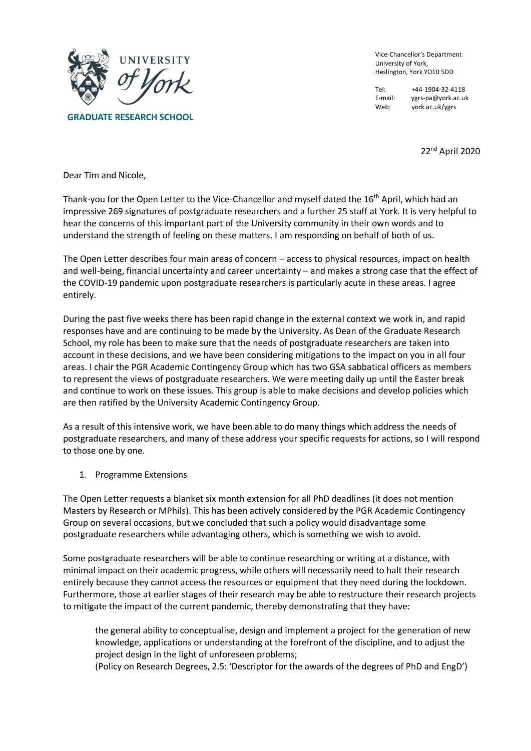**GRADUATE RESEARCH SCHOOL**

Vice-Chancellor's Department
University of York,
Heslington, York YO10 5DD

Tel: +44-1904-32-4118
E-mail: ygrs-pa@york.ac.uk
Web: york.ac.uk/ygrs

22nd April 2020

Dear Tim and Nicole,

Thank-you for the Open Letter to the Vice-Chancellor and myself dated the 16th April, which had an impressive 269 signatures of postgraduate researchers and a further 25 staff at York. It is very helpful to hear the concerns of this important part of the University community in their own words and to understand the strength of feeling on these matters. I am responding on behalf of both of us.

The Open Letter describes four main areas of concern – access to physical resources, impact on health and well-being, financial uncertainty and career uncertainty – and makes a strong case that the effect of the COVID-19 pandemic upon postgraduate researchers is particularly acute in these areas. I agree entirely.

During the past five weeks there has been rapid change in the external context we work in, and rapid responses have and are continuing to be made by the University. As Dean of the Graduate Research School, my role has been to make sure that the needs of postgraduate researchers are taken into account in these decisions, and we have been considering mitigations to the impact on you in all four areas. I chair the PGR Academic Contingency Group which has two GSA sabbatical officers as members to represent the views of postgraduate researchers. We were meeting daily up until the Easter break and continue to work on these issues. This group is able to make decisions and develop policies which are then ratified by the University Academic Contingency Group.

As a result of this intensive work, we have been able to do many things which address the needs of postgraduate researchers, and many of these address your specific requests for actions, so I will respond to those one by one.

1. Programme Extensions

The Open Letter requests a blanket six month extension for all PhD deadlines (it does not mention Masters by Research or MPhils). This has been actively considered by the PGR Academic Contingency Group on several occasions, but we concluded that such a policy would disadvantage some postgraduate researchers while advantaging others, which is something we wish to avoid.

Some postgraduate researchers will be able to continue researching or writing at a distance, with minimal impact on their academic progress, while others will necessarily need to halt their research entirely because they cannot access the resources or equipment that they need during the lockdown. Furthermore, those at earlier stages of their research may be able to restructure their research projects to mitigate the impact of the current pandemic, thereby demonstrating that they have:

> the general ability to conceptualise, design and implement a project for the generation of new knowledge, applications or understanding at the forefront of the discipline, and to adjust the project design in the light of unforeseen problems;
> (Policy on Research Degrees, 2.5: 'Descriptor for the awards of the degrees of PhD and EngD')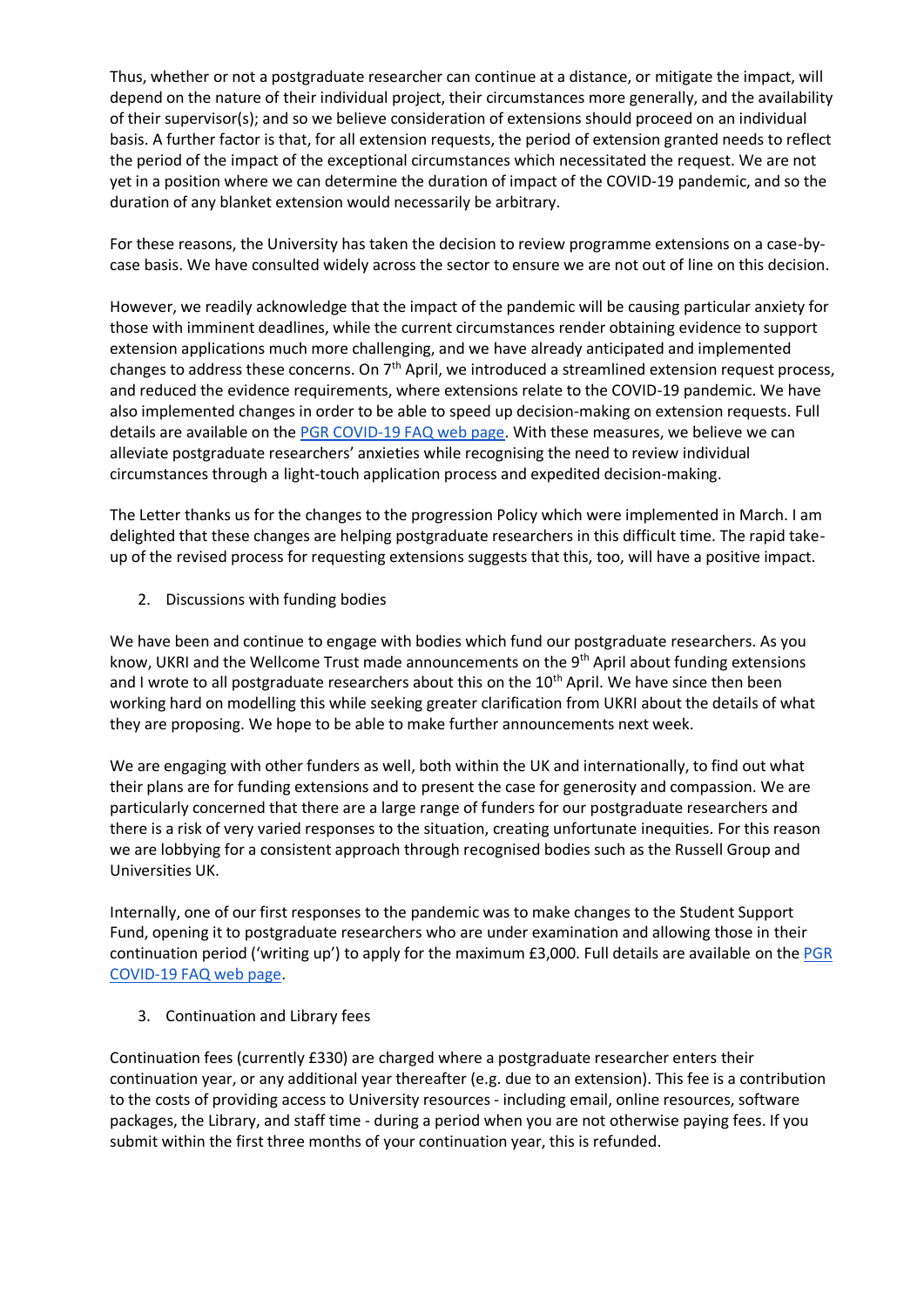Thus, whether or not a postgraduate researcher can continue at a distance, or mitigate the impact, will depend on the nature of their individual project, their circumstances more generally, and the availability of their supervisor(s); and so we believe consideration of extensions should proceed on an individual basis. A further factor is that, for all extension requests, the period of extension granted needs to reflect the period of the impact of the exceptional circumstances which necessitated the request. We are not yet in a position where we can determine the duration of impact of the COVID-19 pandemic, and so the duration of any blanket extension would necessarily be arbitrary.

For these reasons, the University has taken the decision to review programme extensions on a case-by-case basis. We have consulted widely across the sector to ensure we are not out of line on this decision.

However, we readily acknowledge that the impact of the pandemic will be causing particular anxiety for those with imminent deadlines, while the current circumstances render obtaining evidence to support extension applications much more challenging, and we have already anticipated and implemented changes to address these concerns. On 7th April, we introduced a streamlined extension request process, and reduced the evidence requirements, where extensions relate to the COVID-19 pandemic. We have also implemented changes in order to be able to speed up decision-making on extension requests. Full details are available on the PGR COVID-19 FAQ web page. With these measures, we believe we can alleviate postgraduate researchers' anxieties while recognising the need to review individual circumstances through a light-touch application process and expedited decision-making.

The Letter thanks us for the changes to the progression Policy which were implemented in March. I am delighted that these changes are helping postgraduate researchers in this difficult time. The rapid take-up of the revised process for requesting extensions suggests that this, too, will have a positive impact.

2. Discussions with funding bodies

We have been and continue to engage with bodies which fund our postgraduate researchers. As you know, UKRI and the Wellcome Trust made announcements on the 9th April about funding extensions and I wrote to all postgraduate researchers about this on the 10th April. We have since then been working hard on modelling this while seeking greater clarification from UKRI about the details of what they are proposing. We hope to be able to make further announcements next week.

We are engaging with other funders as well, both within the UK and internationally, to find out what their plans are for funding extensions and to present the case for generosity and compassion. We are particularly concerned that there are a large range of funders for our postgraduate researchers and there is a risk of very varied responses to the situation, creating unfortunate inequities. For this reason we are lobbying for a consistent approach through recognised bodies such as the Russell Group and Universities UK.

Internally, one of our first responses to the pandemic was to make changes to the Student Support Fund, opening it to postgraduate researchers who are under examination and allowing those in their continuation period ('writing up') to apply for the maximum £3,000. Full details are available on the PGR COVID-19 FAQ web page.

3. Continuation and Library fees

Continuation fees (currently £330) are charged where a postgraduate researcher enters their continuation year, or any additional year thereafter (e.g. due to an extension). This fee is a contribution to the costs of providing access to University resources - including email, online resources, software packages, the Library, and staff time - during a period when you are not otherwise paying fees. If you submit within the first three months of your continuation year, this is refunded.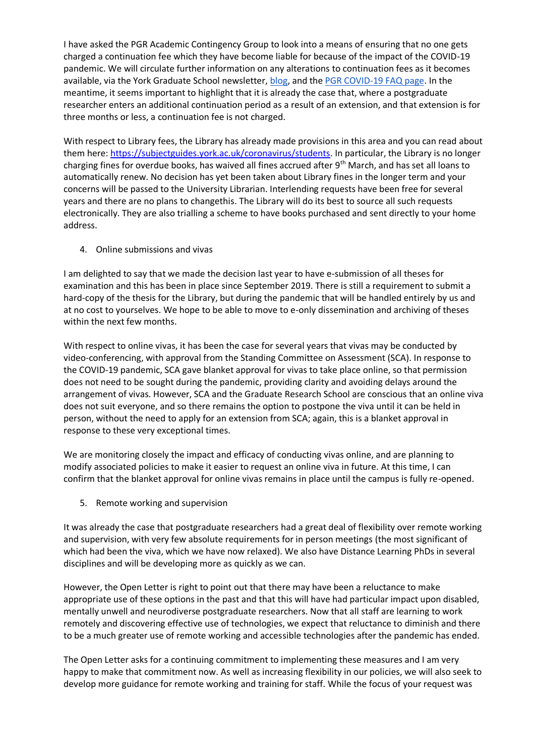I have asked the PGR Academic Contingency Group to look into a means of ensuring that no one gets charged a continuation fee which they have become liable for because of the impact of the COVID-19 pandemic. We will circulate further information on any alterations to continuation fees as it becomes available, via the York Graduate School newsletter, [blog](), and the [PGR COVID-19 FAQ page](). In the meantime, it seems important to highlight that it is already the case that, where a postgraduate researcher enters an additional continuation period as a result of an extension, and that extension is for three months or less, a continuation fee is not charged.

With respect to Library fees, the Library has already made provisions in this area and you can read about them here: https://subjectguides.york.ac.uk/coronavirus/students. In particular, the Library is no longer charging fines for overdue books, has waived all fines accrued after 9th March, and has set all loans to automatically renew. No decision has yet been taken about Library fines in the longer term and your concerns will be passed to the University Librarian. Interlending requests have been free for several years and there are no plans to changethis. The Library will do its best to source all such requests electronically. They are also trialling a scheme to have books purchased and sent directly to your home address.

4. Online submissions and vivas

I am delighted to say that we made the decision last year to have e-submission of all theses for examination and this has been in place since September 2019. There is still a requirement to submit a hard-copy of the thesis for the Library, but during the pandemic that will be handled entirely by us and at no cost to yourselves. We hope to be able to move to e-only dissemination and archiving of theses within the next few months.

With respect to online vivas, it has been the case for several years that vivas may be conducted by video-conferencing, with approval from the Standing Committee on Assessment (SCA). In response to the COVID-19 pandemic, SCA gave blanket approval for vivas to take place online, so that permission does not need to be sought during the pandemic, providing clarity and avoiding delays around the arrangement of vivas. However, SCA and the Graduate Research School are conscious that an online viva does not suit everyone, and so there remains the option to postpone the viva until it can be held in person, without the need to apply for an extension from SCA; again, this is a blanket approval in response to these very exceptional times.

We are monitoring closely the impact and efficacy of conducting vivas online, and are planning to modify associated policies to make it easier to request an online viva in future. At this time, I can confirm that the blanket approval for online vivas remains in place until the campus is fully re-opened.

5. Remote working and supervision

It was already the case that postgraduate researchers had a great deal of flexibility over remote working and supervision, with very few absolute requirements for in person meetings (the most significant of which had been the viva, which we have now relaxed). We also have Distance Learning PhDs in several disciplines and will be developing more as quickly as we can.

However, the Open Letter is right to point out that there may have been a reluctance to make appropriate use of these options in the past and that this will have had particular impact upon disabled, mentally unwell and neurodiverse postgraduate researchers. Now that all staff are learning to work remotely and discovering effective use of technologies, we expect that reluctance to diminish and there to be a much greater use of remote working and accessible technologies after the pandemic has ended.

The Open Letter asks for a continuing commitment to implementing these measures and I am very happy to make that commitment now. As well as increasing flexibility in our policies, we will also seek to develop more guidance for remote working and training for staff. While the focus of your request was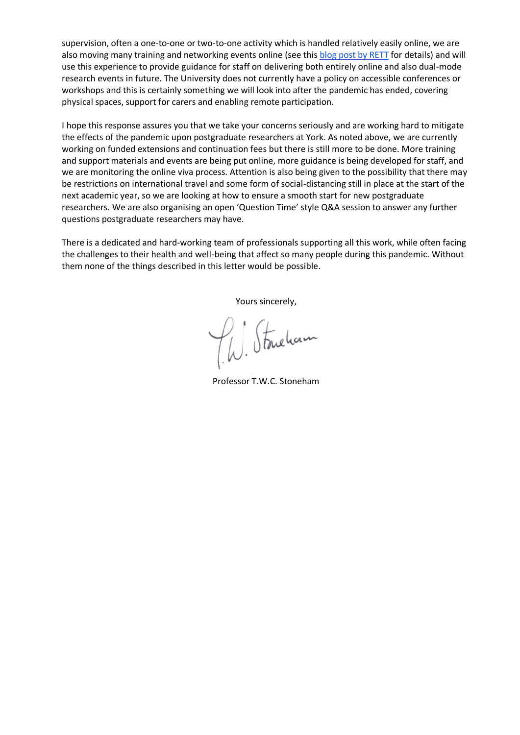supervision, often a one-to-one or two-to-one activity which is handled relatively easily online, we are also moving many training and networking events online (see this blog post by RETT for details) and will use this experience to provide guidance for staff on delivering both entirely online and also dual-mode research events in future. The University does not currently have a policy on accessible conferences or workshops and this is certainly something we will look into after the pandemic has ended, covering physical spaces, support for carers and enabling remote participation.

I hope this response assures you that we take your concerns seriously and are working hard to mitigate the effects of the pandemic upon postgraduate researchers at York. As noted above, we are currently working on funded extensions and continuation fees but there is still more to be done. More training and support materials and events are being put online, more guidance is being developed for staff, and we are monitoring the online viva process. Attention is also being given to the possibility that there may be restrictions on international travel and some form of social-distancing still in place at the start of the next academic year, so we are looking at how to ensure a smooth start for new postgraduate researchers. We are also organising an open 'Question Time' style Q&A session to answer any further questions postgraduate researchers may have.

There is a dedicated and hard-working team of professionals supporting all this work, while often facing the challenges to their health and well-being that affect so many people during this pandemic. Without them none of the things described in this letter would be possible.

Yours sincerely,

T.W. Stoneham

Professor T.W.C. Stoneham